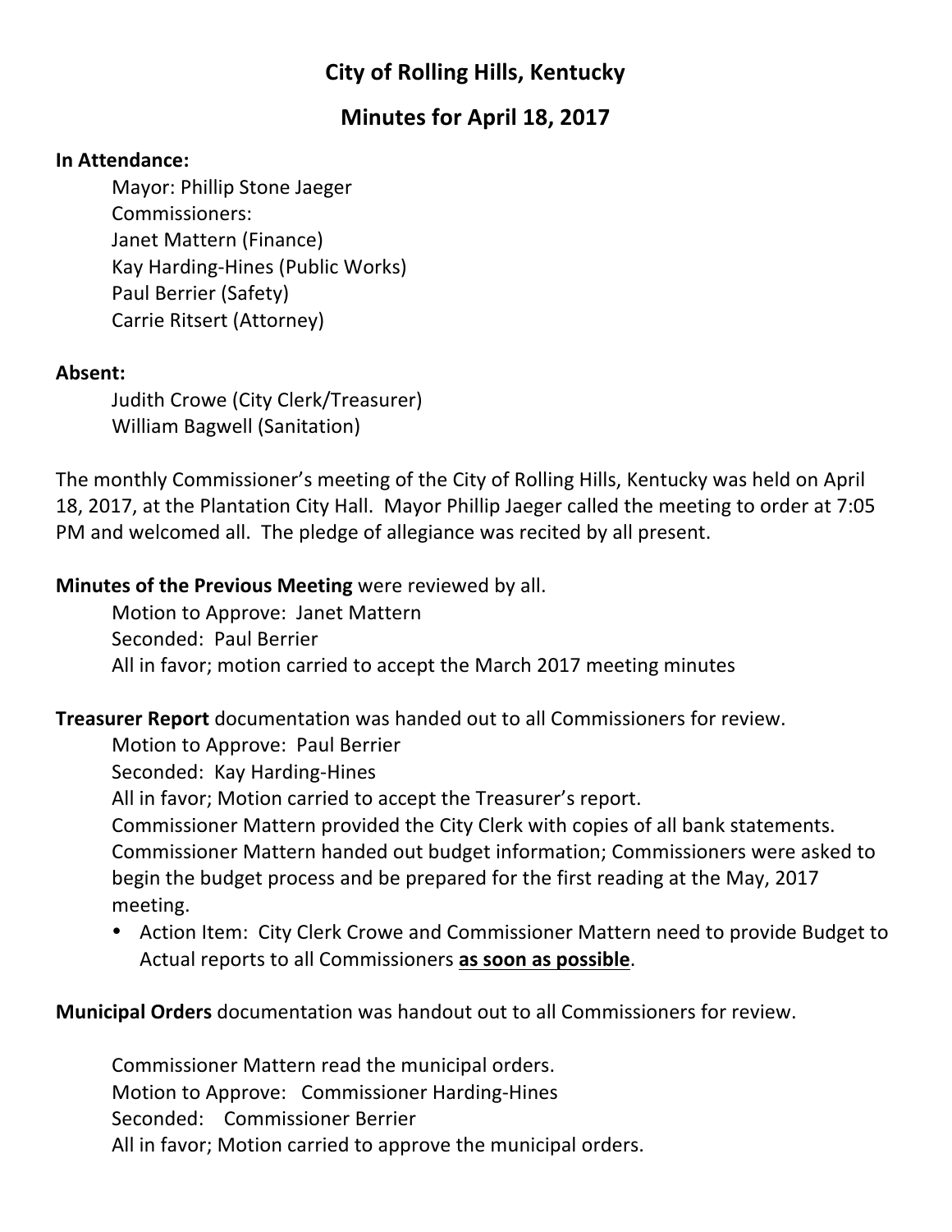# City of Rolling Hills, Kentucky

## Minutes for April 18, 2017

**In Attendance:**

Mayor: Phillip Stone Jaeger
Commissioners:
Janet Mattern (Finance)
Kay Harding-Hines (Public Works)
Paul Berrier (Safety)
Carrie Ritsert (Attorney)

**Absent:**

Judith Crowe (City Clerk/Treasurer)
William Bagwell (Sanitation)

The monthly Commissioner's meeting of the City of Rolling Hills, Kentucky was held on April 18, 2017, at the Plantation City Hall. Mayor Phillip Jaeger called the meeting to order at 7:05 PM and welcomed all. The pledge of allegiance was recited by all present.

**Minutes of the Previous Meeting** were reviewed by all.

Motion to Approve: Janet Mattern
Seconded: Paul Berrier
All in favor; motion carried to accept the March 2017 meeting minutes

**Treasurer Report** documentation was handed out to all Commissioners for review.

Motion to Approve: Paul Berrier
Seconded: Kay Harding-Hines
All in favor; Motion carried to accept the Treasurer's report.
Commissioner Mattern provided the City Clerk with copies of all bank statements.
Commissioner Mattern handed out budget information; Commissioners were asked to begin the budget process and be prepared for the first reading at the May, 2017 meeting.

- Action Item: City Clerk Crowe and Commissioner Mattern need to provide Budget to Actual reports to all Commissioners **as soon as possible**.

**Municipal Orders** documentation was handout out to all Commissioners for review.

Commissioner Mattern read the municipal orders.
Motion to Approve: Commissioner Harding-Hines
Seconded: Commissioner Berrier
All in favor; Motion carried to approve the municipal orders.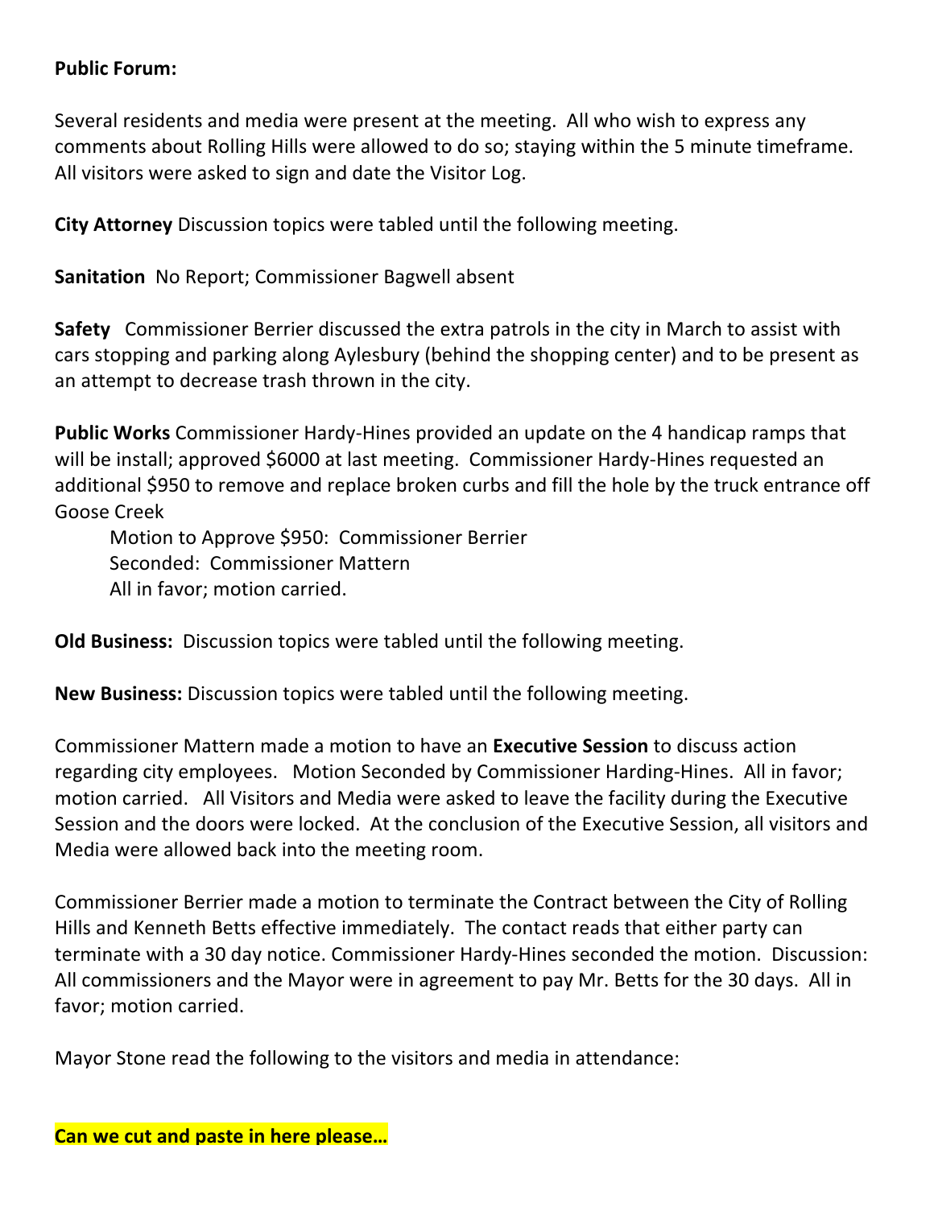**Public Forum:**

Several residents and media were present at the meeting. All who wish to express any comments about Rolling Hills were allowed to do so; staying within the 5 minute timeframe. All visitors were asked to sign and date the Visitor Log.

**City Attorney** Discussion topics were tabled until the following meeting.

**Sanitation** No Report; Commissioner Bagwell absent

**Safety** Commissioner Berrier discussed the extra patrols in the city in March to assist with cars stopping and parking along Aylesbury (behind the shopping center) and to be present as an attempt to decrease trash thrown in the city.

**Public Works** Commissioner Hardy-Hines provided an update on the 4 handicap ramps that will be install; approved $6000 at last meeting. Commissioner Hardy-Hines requested an additional $950 to remove and replace broken curbs and fill the hole by the truck entrance off Goose Creek

Motion to Approve $950: Commissioner Berrier
Seconded: Commissioner Mattern
All in favor; motion carried.

**Old Business:** Discussion topics were tabled until the following meeting.

**New Business:** Discussion topics were tabled until the following meeting.

Commissioner Mattern made a motion to have an **Executive Session** to discuss action regarding city employees. Motion Seconded by Commissioner Harding-Hines. All in favor; motion carried. All Visitors and Media were asked to leave the facility during the Executive Session and the doors were locked. At the conclusion of the Executive Session, all visitors and Media were allowed back into the meeting room.

Commissioner Berrier made a motion to terminate the Contract between the City of Rolling Hills and Kenneth Betts effective immediately. The contact reads that either party can terminate with a 30 day notice. Commissioner Hardy-Hines seconded the motion. Discussion: All commissioners and the Mayor were in agreement to pay Mr. Betts for the 30 days. All in favor; motion carried.

Mayor Stone read the following to the visitors and media in attendance:

**Can we cut and paste in here please…**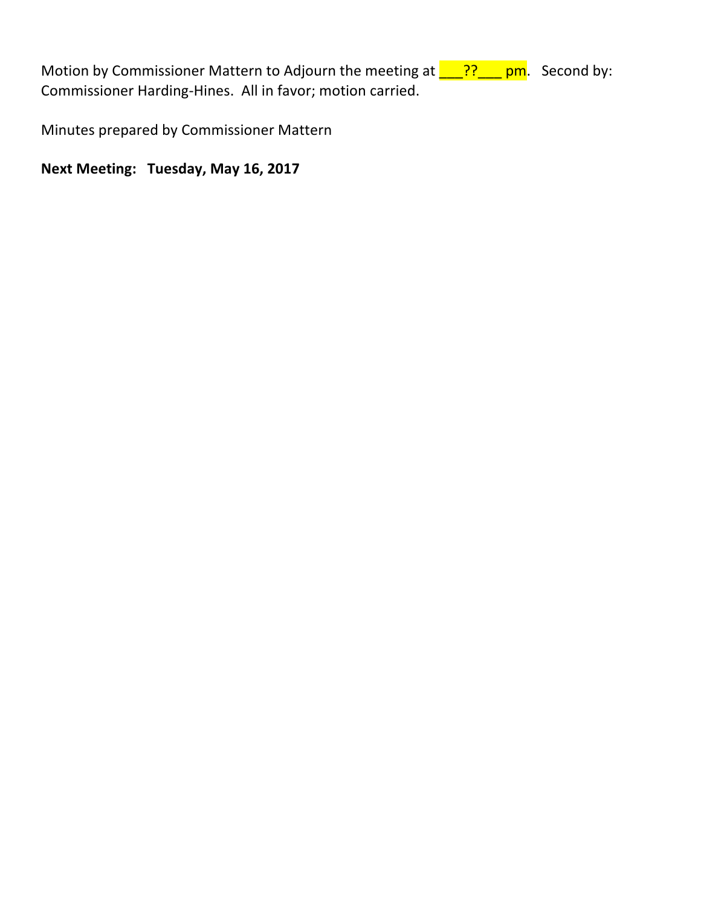Motion by Commissioner Mattern to Adjourn the meeting at ___??___ pm. Second by: Commissioner Harding-Hines. All in favor; motion carried.

Minutes prepared by Commissioner Mattern

**Next Meeting: Tuesday, May 16, 2017**